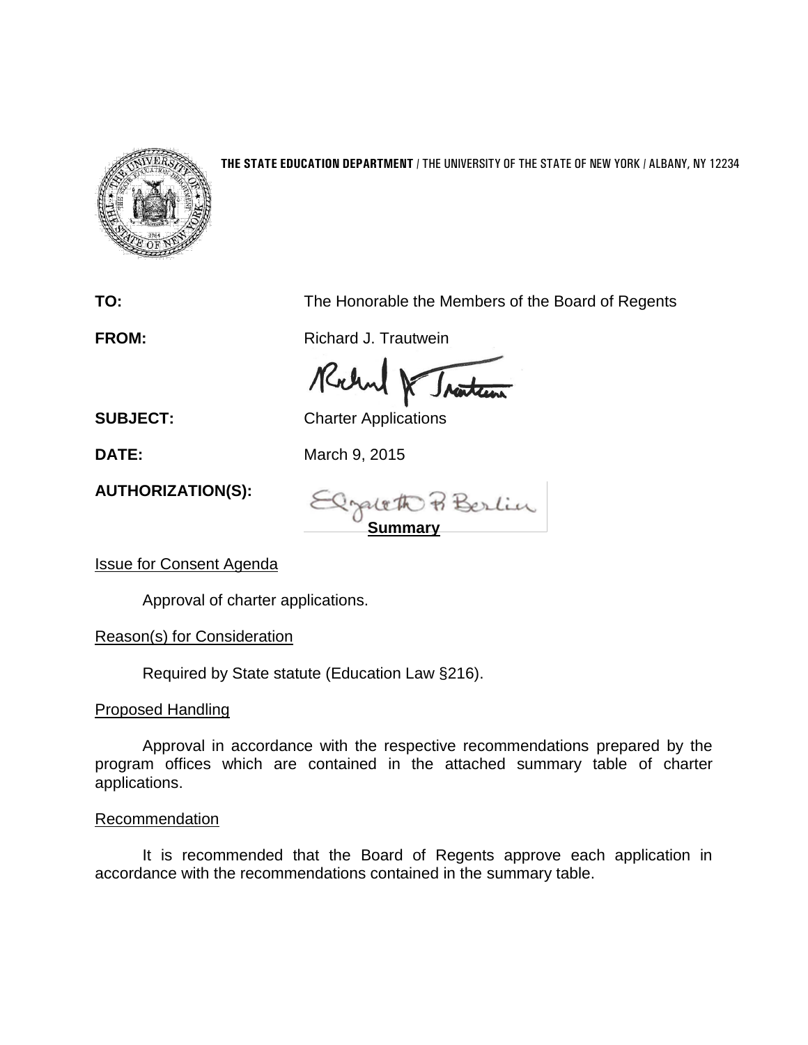**THE STATE EDUCATION DEPARTMENT** / THE UNIVERSITY OF THE STATE OF NEW YORK / ALBANY, NY 12234

**TO:** The Honorable the Members of the Board of Regents

**FROM:** Richard J. Trautwein

**SUBJECT:** Charter Applications

**DATE:** March 9, 2015

**AUTHORIZATION(S):**

## Summary

Issue for Consent Agenda

Approval of charter applications.

Reason(s) for Consideration

Required by State statute (Education Law §216).

Proposed Handling

Approval in accordance with the respective recommendations prepared by the program offices which are contained in the attached summary table of charter applications.

Recommendation

It is recommended that the Board of Regents approve each application in accordance with the recommendations contained in the summary table.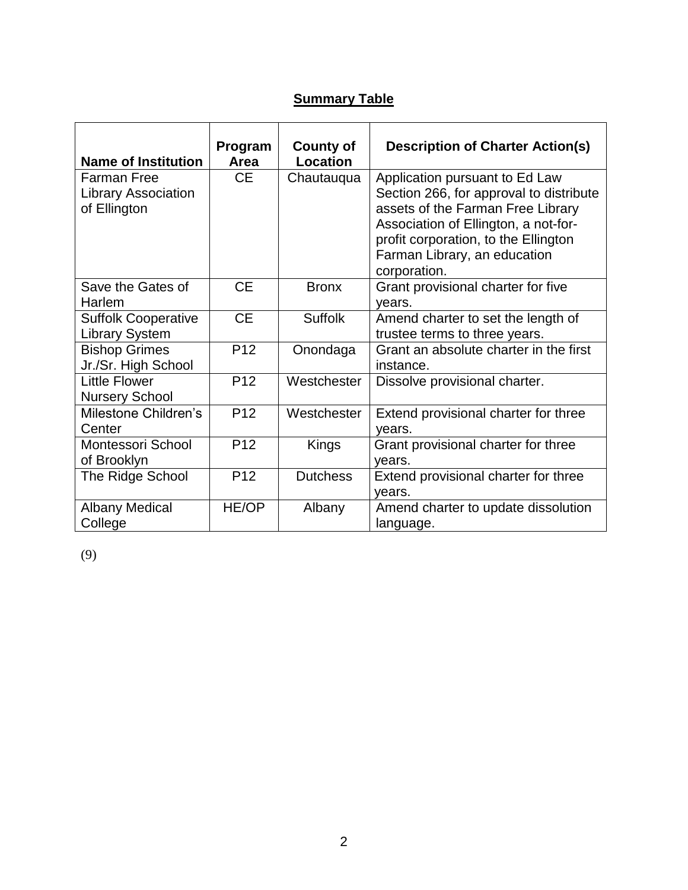**Summary Table**

| Name of Institution | Program Area | County of Location | Description of Charter Action(s) |
|---|---|---|---|
| Farman Free Library Association of Ellington | CE | Chautauqua | Application pursuant to Ed Law Section 266, for approval to distribute assets of the Farman Free Library Association of Ellington, a not-for-profit corporation, to the Ellington Farman Library, an education corporation. |
| Save the Gates of Harlem | CE | Bronx | Grant provisional charter for five years. |
| Suffolk Cooperative Library System | CE | Suffolk | Amend charter to set the length of trustee terms to three years. |
| Bishop Grimes Jr./Sr. High School | P12 | Onondaga | Grant an absolute charter in the first instance. |
| Little Flower Nursery School | P12 | Westchester | Dissolve provisional charter. |
| Milestone Children's Center | P12 | Westchester | Extend provisional charter for three years. |
| Montessori School of Brooklyn | P12 | Kings | Grant provisional charter for three years. |
| The Ridge School | P12 | Dutchess | Extend provisional charter for three years. |
| Albany Medical College | HE/OP | Albany | Amend charter to update dissolution language. |

(9)